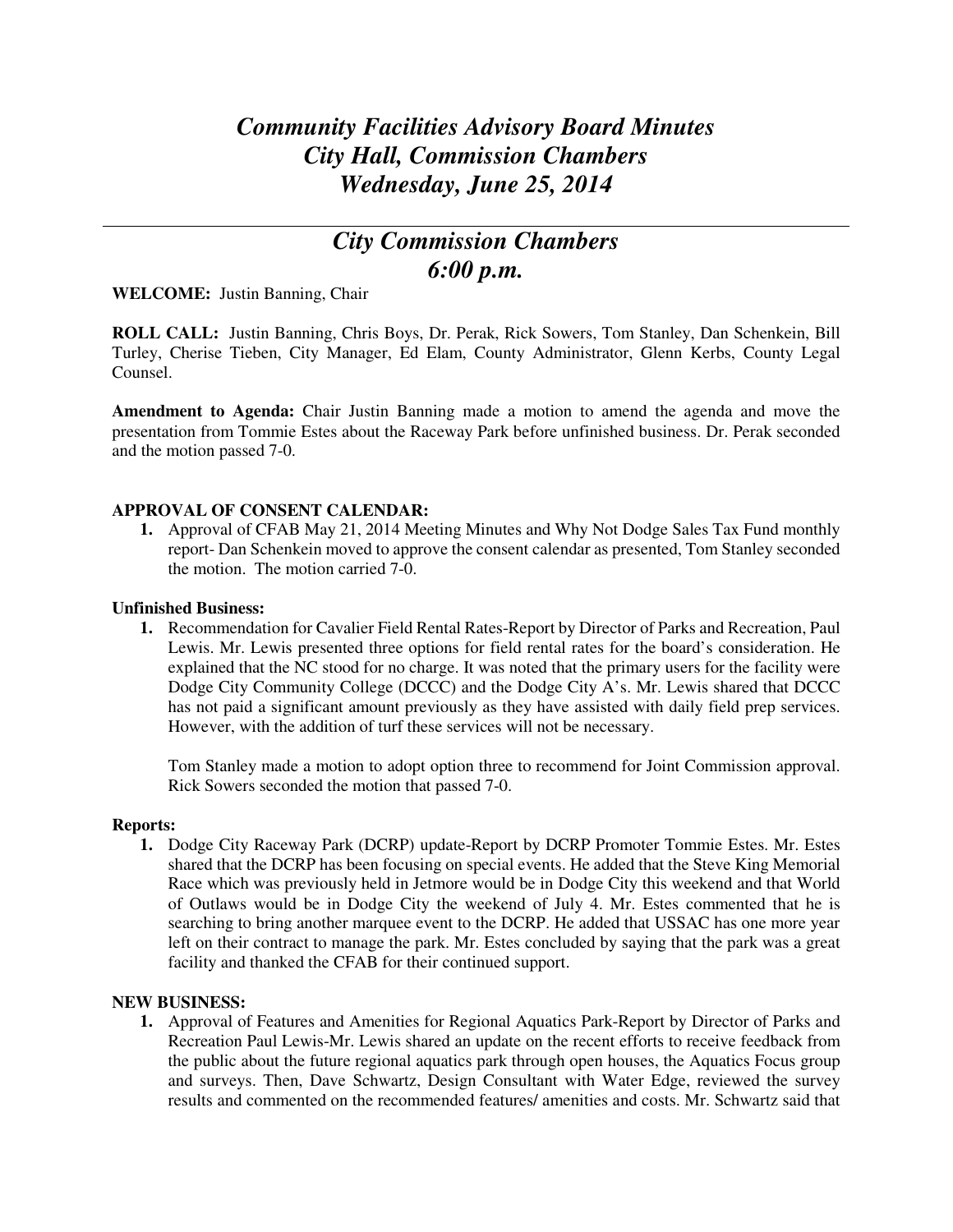# *Community Facilities Advisory Board Minutes*
# *City Hall, Commission Chambers*
# *Wednesday, June 25, 2014*

---

## *City Commission Chambers*
## *6:00 p.m.*

**WELCOME:** Justin Banning, Chair

**ROLL CALL:** Justin Banning, Chris Boys, Dr. Perak, Rick Sowers, Tom Stanley, Dan Schenkein, Bill Turley, Cherise Tieben, City Manager, Ed Elam, County Administrator, Glenn Kerbs, County Legal Counsel.

**Amendment to Agenda:** Chair Justin Banning made a motion to amend the agenda and move the presentation from Tommie Estes about the Raceway Park before unfinished business. Dr. Perak seconded and the motion passed 7-0.

**APPROVAL OF CONSENT CALENDAR:**

1. Approval of CFAB May 21, 2014 Meeting Minutes and Why Not Dodge Sales Tax Fund monthly report- Dan Schenkein moved to approve the consent calendar as presented, Tom Stanley seconded the motion. The motion carried 7-0.

**Unfinished Business:**

1. Recommendation for Cavalier Field Rental Rates-Report by Director of Parks and Recreation, Paul Lewis. Mr. Lewis presented three options for field rental rates for the board's consideration. He explained that the NC stood for no charge. It was noted that the primary users for the facility were Dodge City Community College (DCCC) and the Dodge City A's. Mr. Lewis shared that DCCC has not paid a significant amount previously as they have assisted with daily field prep services. However, with the addition of turf these services will not be necessary.

   Tom Stanley made a motion to adopt option three to recommend for Joint Commission approval. Rick Sowers seconded the motion that passed 7-0.

**Reports:**

1. Dodge City Raceway Park (DCRP) update-Report by DCRP Promoter Tommie Estes. Mr. Estes shared that the DCRP has been focusing on special events. He added that the Steve King Memorial Race which was previously held in Jetmore would be in Dodge City this weekend and that World of Outlaws would be in Dodge City the weekend of July 4. Mr. Estes commented that he is searching to bring another marquee event to the DCRP. He added that USSAC has one more year left on their contract to manage the park. Mr. Estes concluded by saying that the park was a great facility and thanked the CFAB for their continued support.

**NEW BUSINESS:**

1. Approval of Features and Amenities for Regional Aquatics Park-Report by Director of Parks and Recreation Paul Lewis-Mr. Lewis shared an update on the recent efforts to receive feedback from the public about the future regional aquatics park through open houses, the Aquatics Focus group and surveys. Then, Dave Schwartz, Design Consultant with Water Edge, reviewed the survey results and commented on the recommended features/ amenities and costs. Mr. Schwartz said that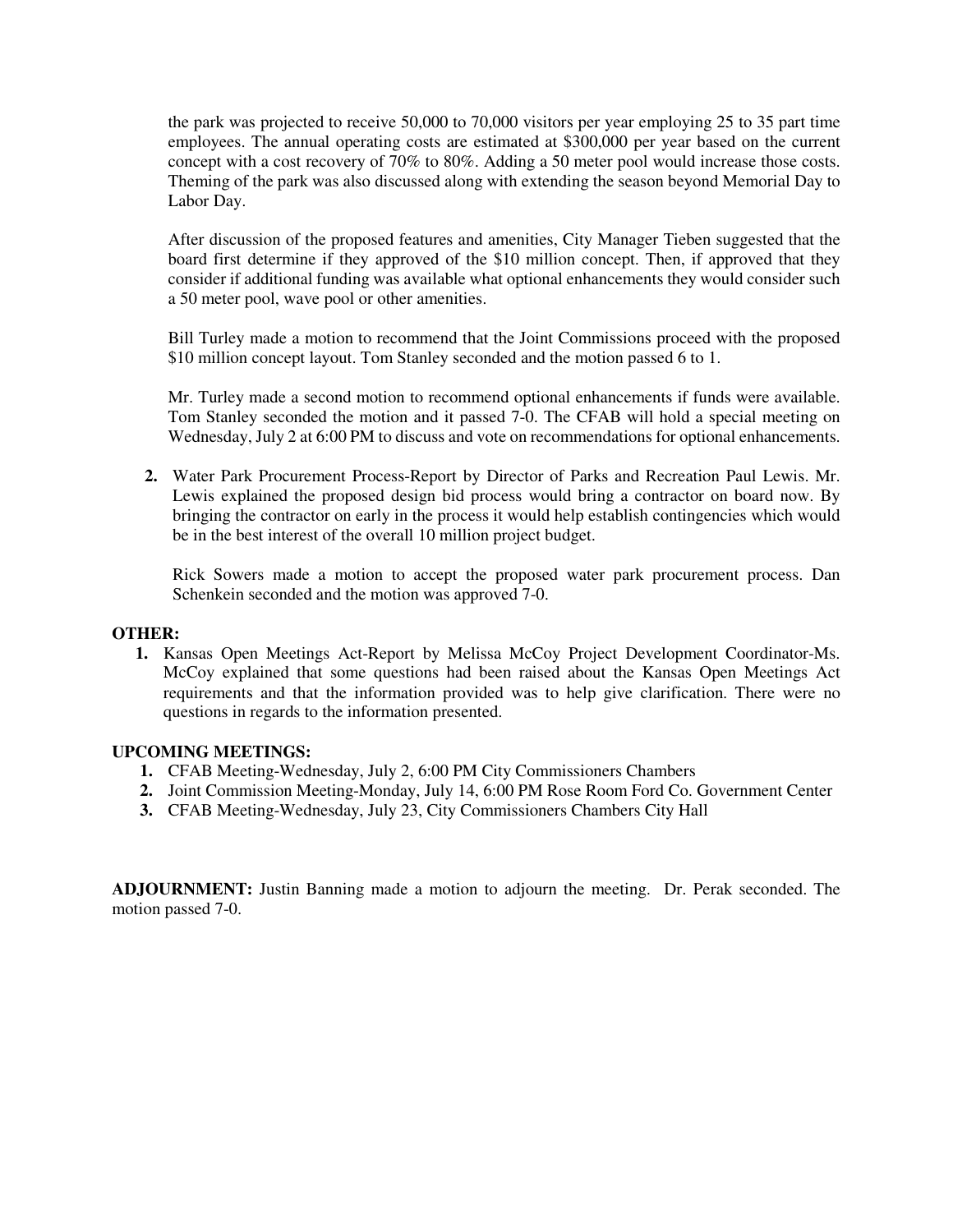the park was projected to receive 50,000 to 70,000 visitors per year employing 25 to 35 part time employees. The annual operating costs are estimated at $300,000 per year based on the current concept with a cost recovery of 70% to 80%. Adding a 50 meter pool would increase those costs. Theming of the park was also discussed along with extending the season beyond Memorial Day to Labor Day.

After discussion of the proposed features and amenities, City Manager Tieben suggested that the board first determine if they approved of the $10 million concept. Then, if approved that they consider if additional funding was available what optional enhancements they would consider such a 50 meter pool, wave pool or other amenities.

Bill Turley made a motion to recommend that the Joint Commissions proceed with the proposed $10 million concept layout. Tom Stanley seconded and the motion passed 6 to 1.

Mr. Turley made a second motion to recommend optional enhancements if funds were available. Tom Stanley seconded the motion and it passed 7-0. The CFAB will hold a special meeting on Wednesday, July 2 at 6:00 PM to discuss and vote on recommendations for optional enhancements.

2. Water Park Procurement Process-Report by Director of Parks and Recreation Paul Lewis. Mr. Lewis explained the proposed design bid process would bring a contractor on board now. By bringing the contractor on early in the process it would help establish contingencies which would be in the best interest of the overall 10 million project budget.

   Rick Sowers made a motion to accept the proposed water park procurement process. Dan Schenkein seconded and the motion was approved 7-0.

**OTHER:**

1. Kansas Open Meetings Act-Report by Melissa McCoy Project Development Coordinator-Ms. McCoy explained that some questions had been raised about the Kansas Open Meetings Act requirements and that the information provided was to help give clarification. There were no questions in regards to the information presented.

**UPCOMING MEETINGS:**

1. CFAB Meeting-Wednesday, July 2, 6:00 PM City Commissioners Chambers
2. Joint Commission Meeting-Monday, July 14, 6:00 PM Rose Room Ford Co. Government Center
3. CFAB Meeting-Wednesday, July 23, City Commissioners Chambers City Hall

**ADJOURNMENT:** Justin Banning made a motion to adjourn the meeting. Dr. Perak seconded. The motion passed 7-0.